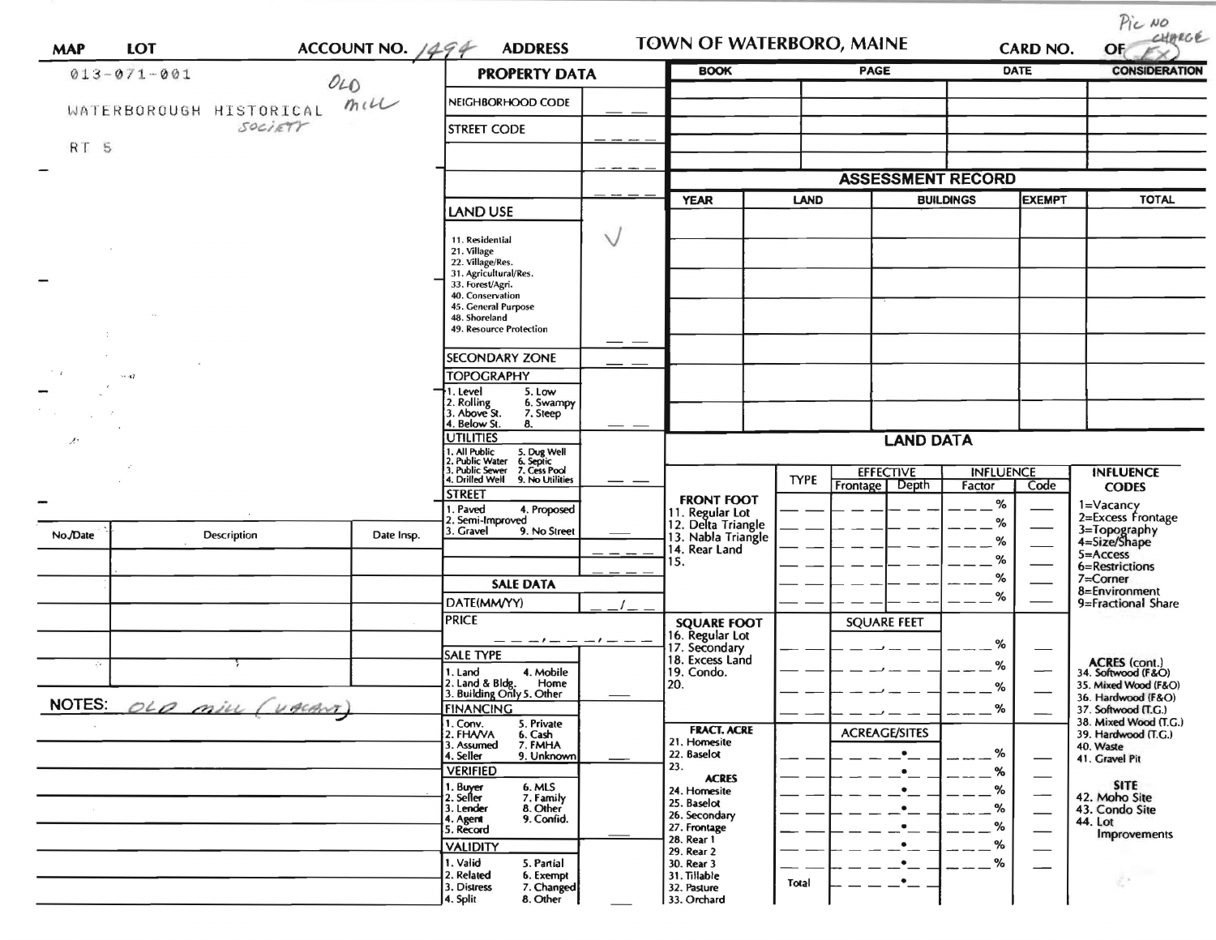Pic NO CHARGE

**MAP** **LOT** **ACCOUNT NO.** 1494 **ADDRESS** **TOWN OF WATERBORO, MAINE** **CARD NO.** **OF** EX

013-071-001

OLD mill

WATERBOROUGH HISTORICAL SOCIETY

RT 5

| **PROPERTY DATA** | |
|---|---|
| NEIGHBORHOOD CODE | |
| STREET CODE | |

**LAND USE** ✓

11. Residential
21. Village
22. Village/Res.
31. Agricultural/Res.
33. Forest/Agri.
40. Conservation
45. General Purpose
48. Shoreland
49. Resource Protection

**SECONDARY ZONE**

**TOPOGRAPHY**
1. Level 5. Low
2. Rolling 6. Swampy
3. Above St. 7. Steep
4. Below St. 8.

**UTILITIES**
1. All Public 5. Dug Well
2. Public Water 6. Septic
3. Public Sewer 7. Cess Pool
4. Drilled Well 9. No Utilities

**STREET**
1. Paved 4. Proposed
2. Semi-Improved
3. Gravel 9. No Street

**SALE DATA**

DATE(MM/YY) __/__

PRICE

**SALE TYPE**
1. Land 4. Mobile Home
2. Land & Bldg.
3. Building Only 5. Other

**FINANCING**
1. Conv. 5. Private
2. FHA/VA 6. Cash
3. Assumed 7. FMHA
4. Seller 9. Unknown

**VERIFIED**
1. Buyer 6. MLS
2. Seller 7. Family
3. Lender 8. Other
4. Agent 9. Confid.
5. Record

**VALIDITY**
1. Valid 5. Partial
2. Related 6. Exempt
3. Distress 7. Changed
4. Split 8. Other

| BOOK | PAGE | DATE | CONSIDERATION |
|---|---|---|---|
| | | | |
| | | | |
| | | | |

**ASSESSMENT RECORD**

| YEAR | LAND | BUILDINGS | EXEMPT | TOTAL |
|---|---|---|---|---|
| | | | | |
| | | | | |
| | | | | |

| No./Date | Description | Date Insp. |
|---|---|---|
| | | |
| | | |
| | | |

**NOTES:** OLD mill (VACANT)

**LAND DATA**

| | TYPE | EFFECTIVE Frontage | EFFECTIVE Depth | INFLUENCE Factor | INFLUENCE Code |
|---|---|---|---|---|---|
| **FRONT FOOT** | | | | % | |
| 11. Regular Lot | | | | % | |
| 12. Delta Triangle | | | | % | |
| 13. Nabla Triangle | | | | % | |
| 14. Rear Land | | | | % | |
| 15. | | | | % | |
| **SQUARE FOOT** | | SQUARE FEET | | | |
| 16. Regular Lot | | | | % | |
| 17. Secondary | | | | % | |
| 18. Excess Land | | | | % | |
| 19. Condo. | | | | % | |
| 20. | | | | | |
| **FRACT. ACRE** | | ACREAGE/SITES | | | |
| 21. Homesite | | | | % | |
| 22. Baselot | | | | % | |
| 23. | | | | % | |
| **ACRES** | | | | | |
| 24. Homesite | | | | % | |
| 25. Baselot | | | | % | |
| 26. Secondary | | | | % | |
| 27. Frontage | | | | % | |
| 28. Rear 1 | | | | % | |
| 29. Rear 2 | | | | % | |
| 30. Rear 3 | | | | | |
| 31. Tillable | Total | | | | |
| 32. Pasture | | | | | |
| 33. Orchard | | | | | |

**INFLUENCE CODES**
1=Vacancy
2=Excess Frontage
3=Topography
4=Size/Shape
5=Access
6=Restrictions
7=Corner
8=Environment
9=Fractional Share

**ACRES (cont.)**
34. Softwood (F&O)
35. Mixed Wood (F&O)
36. Hardwood (F&O)
37. Softwood (T.G.)
38. Mixed Wood (T.G.)
39. Hardwood (T.G.)
40. Waste
41. Gravel Pit

**SITE**
42. Moho Site
43. Condo Site
44. Lot Improvements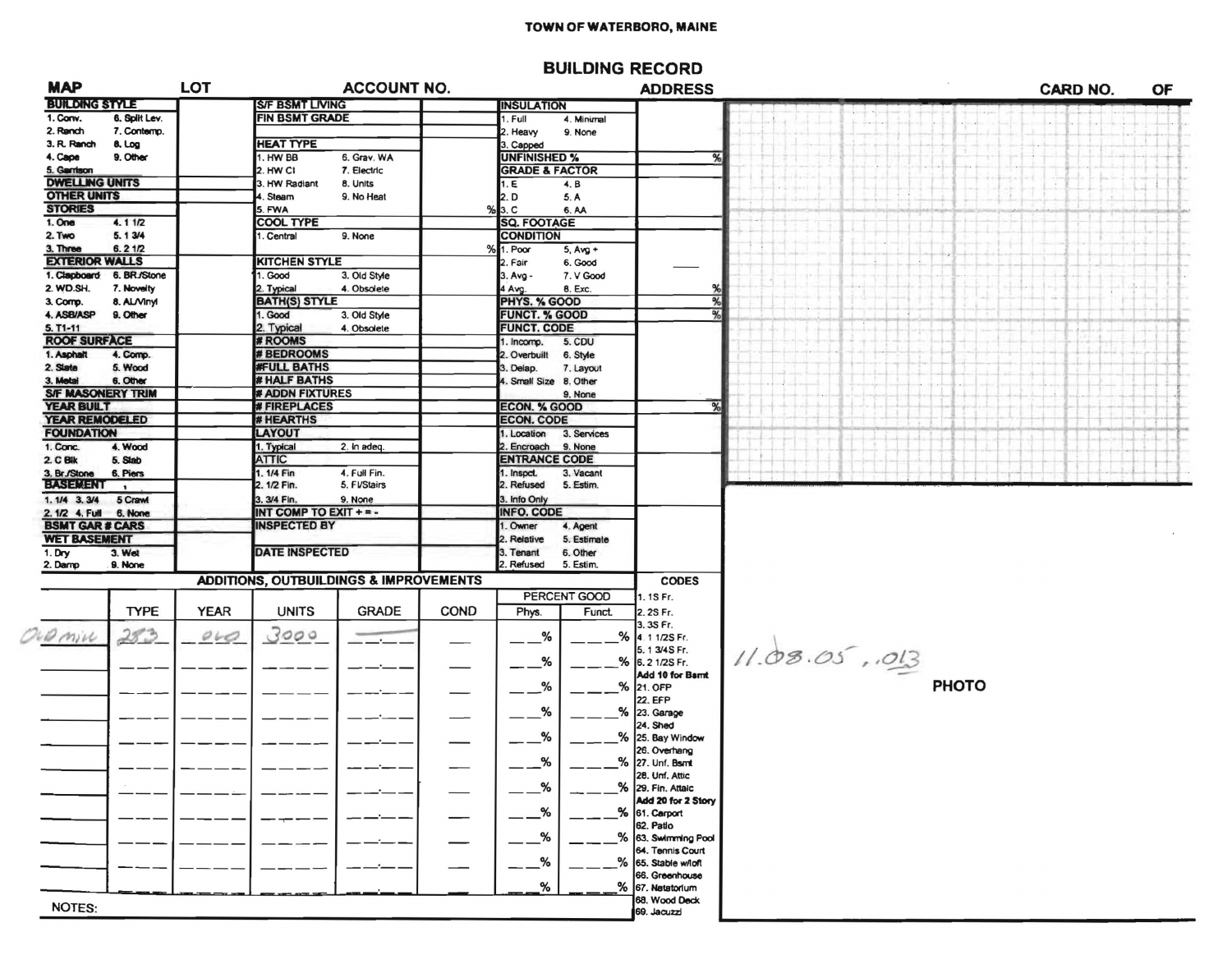**TOWN OF WATERBORO, MAINE**

## BUILDING RECORD

| MAP | LOT | ACCOUNT NO. | ADDRESS | CARD NO. | OF |
|---|---|---|---|---|---|
| | | | | | |

| | | | | | |
|---|---|---|---|---|---|
| **BUILDING STYLE** | | **S/F BSMT LIVING** | | **INSULATION** | |
| 1. Conv. 6. Split Lev. | | **FIN BSMT GRADE** | | 1. Full 4. Minimal | |
| 2. Ranch 7. Contemp. | | | | 2. Heavy 9. None | |
| 3. R. Ranch 8. Log | | **HEAT TYPE** | | 3. Capped | |
| 4. Cape 9. Other | | 1. HW BB 6. Grav. WA | | **UNFINISHED %** | % |
| 5. Garrison | | 2. HW CI 7. Electric | | **GRADE & FACTOR** | |
| **DWELLING UNITS** | | 3. HW Radiant 8. Units | | 1. E 4. B | |
| **OTHER UNITS** | | 4. Steam 9. No Heat | | 2. D 5. A | |
| **STORIES** | | 5. FWA | % | 3. C 6. AA | |
| 1. One 4. 1 1/2 | | **COOL TYPE** | | **SQ. FOOTAGE** | |
| 2. Two 5. 1 3/4 | | 1. Central 9. None | | **CONDITION** | |
| 3. Three 6. 2 1/2 | | | % | 1. Poor 5. Avg + | |
| **EXTERIOR WALLS** | | **KITCHEN STYLE** | | 2. Fair 6. Good | |
| 1. Clapboard 6. BR./Stone | | 1. Good 3. Old Style | | 3. Avg - 7. V Good | |
| 2. WD.SH. 7. Novelty | | 2. Typical 4. Obsolete | | 4 Avg. 8. Exc. | % |
| 3. Comp. 8. AL/Vinyl | | **BATH(S) STYLE** | | **PHYS. % GOOD** | % |
| 4. ASB/ASP 9. Other | | 1. Good 3. Old Style | | **FUNCT. % GOOD** | % |
| 5. T1-11 | | 2. Typical 4. Obsolete | | **FUNCT. CODE** | |
| **ROOF SURFACE** | | **# ROOMS** | | 1. Incomp. 5. CDU | |
| 1. Asphalt 4. Comp. | | **# BEDROOMS** | | 2. Overbuilt 6. Style | |
| 2. Slate 5. Wood | | **#FULL BATHS** | | 3. Delap. 7. Layout | |
| 3. Metal 6. Other | | **# HALF BATHS** | | 4. Small Size 8. Other | |
| **S/F MASONERY TRIM** | | **# ADDN FIXTURES** | | 9. None | |
| **YEAR BUILT** | | **# FIREPLACES** | | **ECON. % GOOD** | % |
| **YEAR REMODELED** | | **# HEARTHS** | | **ECON. CODE** | |
| **FOUNDATION** | | **LAYOUT** | | 1. Location 3. Services | |
| 1. Conc. 4. Wood | | 1. Typical 2. In adeq. | | 2. Encroach 9. None | |
| 2. C Blk 5. Slab | | **ATTIC** | | **ENTRANCE CODE** | |
| 3. Br./Stone 6. Piers | | 1. 1/4 Fin 4. Full Fin. | | 1. Inspct. 3. Vacant | |
| **BASEMENT** | | 2. 1/2 Fin. 5. Fl/Stairs | | 2. Refused 5. Estim. | |
| 1. 1/4 3. 3/4 5 Crawl | | 3. 3/4 Fin. 9. None | | 3. Info Only | |
| 2. 1/2 4. Full 6. None | | **INT COMP TO EXIT + = -** | | **INFO. CODE** | |
| **BSMT GAR # CARS** | | **INSPECTED BY** | | 1. Owner 4. Agent | |
| **WET BASEMENT** | | | | 2. Relative 5. Estimate | |
| 1. Dry 3. Wet | | **DATE INSPECTED** | | 3. Tenant 6. Other | |
| 2. Damp 9. None | | | | 2. Refused 5. Estim. | |

### ADDITIONS, OUTBUILDINGS & IMPROVEMENTS

| | TYPE | YEAR | UNITS | GRADE | COND | PERCENT GOOD Phys. | PERCENT GOOD Funct. |
|---|---|---|---|---|---|---|---|
| Old mill | 283 | 060 | 3000 | | | % | % |
| | | | | | | % | % |
| | | | | | | % | % |
| | | | | | | % | % |
| | | | | | | % | % |
| | | | | | | % | % |
| | | | | | | % | % |
| | | | | | | % | % |
| | | | | | | % | % |
| | | | | | | % | % |
| | | | | | | % | % |

NOTES:

**CODES**
1. 1S Fr.
2. 2S Fr.
3. 3S Fr.
4. 1 1/2S Fr.
5. 1 3/4S Fr.
6. 2 1/2S Fr.
**Add 10 for Bsmt**
21. OFP
22. EFP
23. Garage
24. Shed
25. Bay Window
26. Overhang
27. Unf. Bsmt
28. Unf. Attic
29. Fin. Attaic
**Add 20 for 2 Story**
61. Carport
62. Patio
63. Swimming Pool
64. Tennis Court
65. Stable w/loft
66. Greenhouse
67. Natatorium
68. Wood Deck
69. Jacuzzi

11.08.05 , .013

**PHOTO**